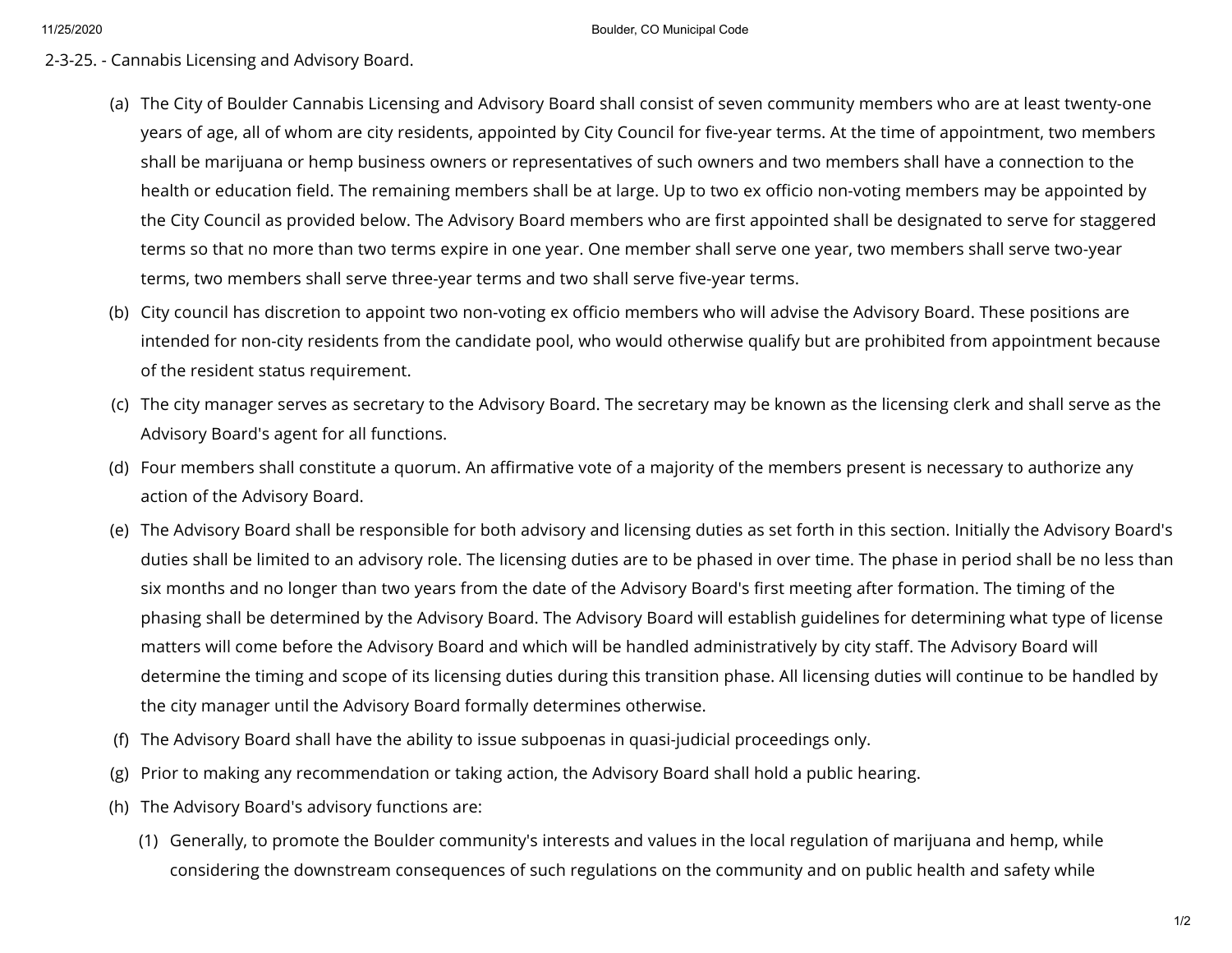# 2-3-25. - Cannabis Licensing and Advisory Board.

(a) The City of Boulder Cannabis Licensing and Advisory Board shall consist of seven community members who are at least twenty-one years of age, all of whom are city residents, appointed by City Council for five-year terms. At the time of appointment, two members shall be marijuana or hemp business owners or representatives of such owners and two members shall have a connection to the health or education field. The remaining members shall be at large. Up to two ex officio non-voting members may be appointed by the City Council as provided below. The Advisory Board members who are first appointed shall be designated to serve for staggered terms so that no more than two terms expire in one year. One member shall serve one year, two members shall serve two-year terms, two members shall serve three-year terms and two shall serve five-year terms.

(b) City council has discretion to appoint two non-voting ex officio members who will advise the Advisory Board. These positions are intended for non-city residents from the candidate pool, who would otherwise qualify but are prohibited from appointment because of the resident status requirement.

(c) The city manager serves as secretary to the Advisory Board. The secretary may be known as the licensing clerk and shall serve as the Advisory Board's agent for all functions.

(d) Four members shall constitute a quorum. An affirmative vote of a majority of the members present is necessary to authorize any action of the Advisory Board.

(e) The Advisory Board shall be responsible for both advisory and licensing duties as set forth in this section. Initially the Advisory Board's duties shall be limited to an advisory role. The licensing duties are to be phased in over time. The phase in period shall be no less than six months and no longer than two years from the date of the Advisory Board's first meeting after formation. The timing of the phasing shall be determined by the Advisory Board. The Advisory Board will establish guidelines for determining what type of license matters will come before the Advisory Board and which will be handled administratively by city staff. The Advisory Board will determine the timing and scope of its licensing duties during this transition phase. All licensing duties will continue to be handled by the city manager until the Advisory Board formally determines otherwise.

(f) The Advisory Board shall have the ability to issue subpoenas in quasi-judicial proceedings only.

(g) Prior to making any recommendation or taking action, the Advisory Board shall hold a public hearing.

(h) The Advisory Board's advisory functions are:

(1) Generally, to promote the Boulder community's interests and values in the local regulation of marijuana and hemp, while considering the downstream consequences of such regulations on the community and on public health and safety while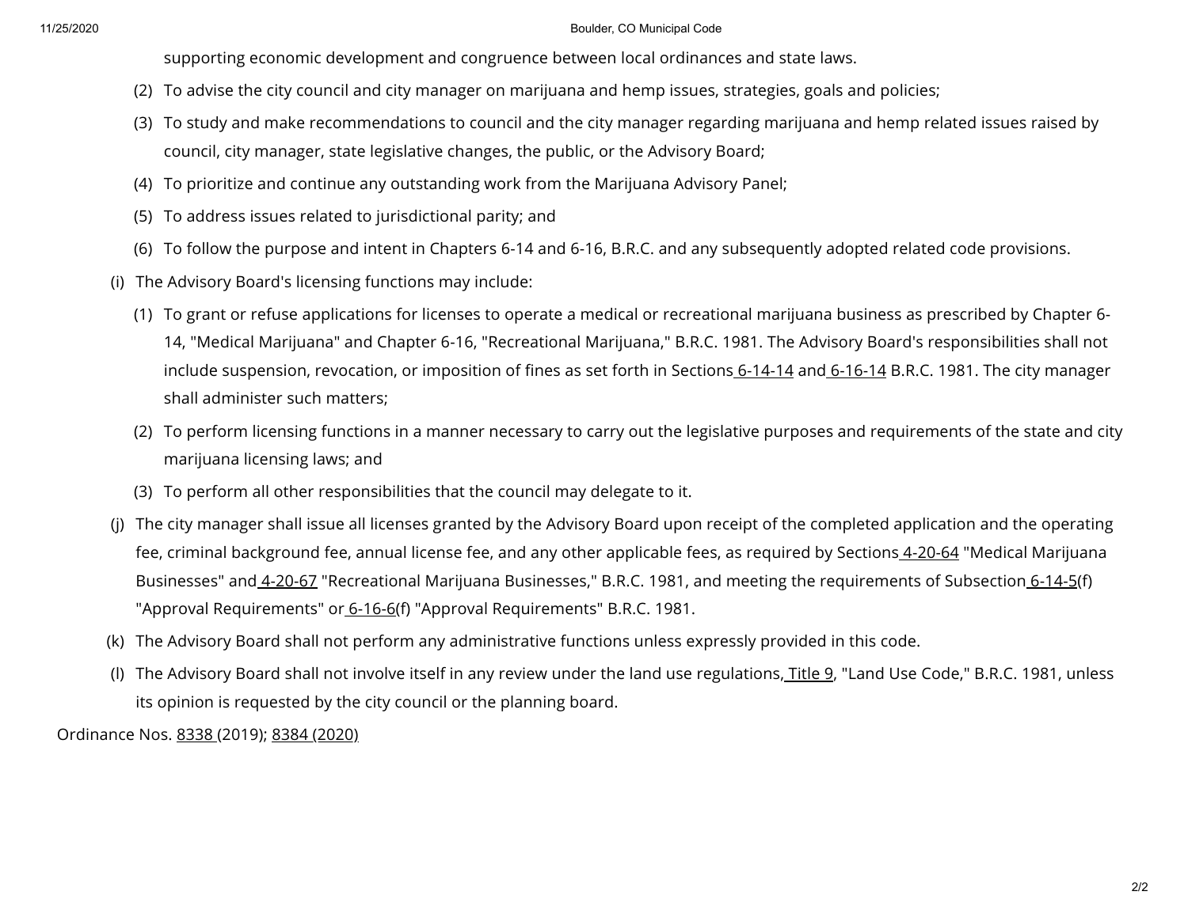supporting economic development and congruence between local ordinances and state laws.

(2) To advise the city council and city manager on marijuana and hemp issues, strategies, goals and policies;

(3) To study and make recommendations to council and the city manager regarding marijuana and hemp related issues raised by council, city manager, state legislative changes, the public, or the Advisory Board;

(4) To prioritize and continue any outstanding work from the Marijuana Advisory Panel;

(5) To address issues related to jurisdictional parity; and

(6) To follow the purpose and intent in Chapters 6-14 and 6-16, B.R.C. and any subsequently adopted related code provisions.

(i) The Advisory Board's licensing functions may include:

(1) To grant or refuse applications for licenses to operate a medical or recreational marijuana business as prescribed by Chapter 6-14, "Medical Marijuana" and Chapter 6-16, "Recreational Marijuana," B.R.C. 1981. The Advisory Board's responsibilities shall not include suspension, revocation, or imposition of fines as set forth in Sections 6-14-14 and 6-16-14 B.R.C. 1981. The city manager shall administer such matters;

(2) To perform licensing functions in a manner necessary to carry out the legislative purposes and requirements of the state and city marijuana licensing laws; and

(3) To perform all other responsibilities that the council may delegate to it.

(j) The city manager shall issue all licenses granted by the Advisory Board upon receipt of the completed application and the operating fee, criminal background fee, annual license fee, and any other applicable fees, as required by Sections 4-20-64 "Medical Marijuana Businesses" and 4-20-67 "Recreational Marijuana Businesses," B.R.C. 1981, and meeting the requirements of Subsection 6-14-5(f) "Approval Requirements" or 6-16-6(f) "Approval Requirements" B.R.C. 1981.

(k) The Advisory Board shall not perform any administrative functions unless expressly provided in this code.

(l) The Advisory Board shall not involve itself in any review under the land use regulations, Title 9, "Land Use Code," B.R.C. 1981, unless its opinion is requested by the city council or the planning board.

Ordinance Nos. 8338 (2019); 8384 (2020)